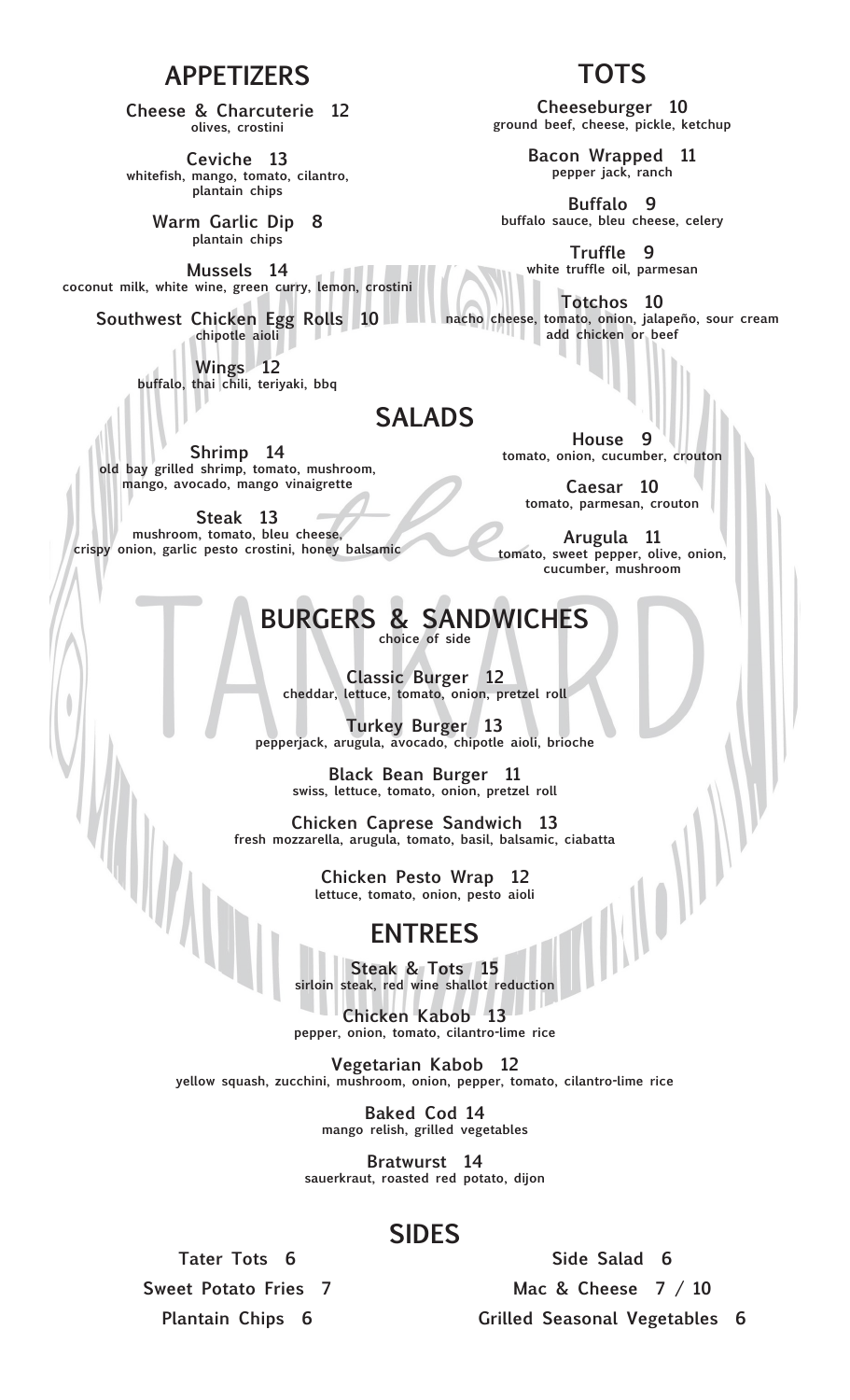## APPETIZERS

**Cheese & Charcuterie 12**
olives, crostini

**Ceviche 13**
whitefish, mango, tomato, cilantro, plantain chips

**Warm Garlic Dip 8**
plantain chips

**Mussels 14**
coconut milk, white wine, green curry, lemon, crostini

**Southwest Chicken Egg Rolls 10**
chipotle aioli

**Wings 12**
buffalo, thai chili, teriyaki, bbq

## TOTS

**Cheeseburger 10**
ground beef, cheese, pickle, ketchup

**Bacon Wrapped 11**
pepper jack, ranch

**Buffalo 9**
buffalo sauce, bleu cheese, celery

**Truffle 9**
white truffle oil, parmesan

**Totchos 10**
nacho cheese, tomato, onion, jalapeño, sour cream
add chicken or beef

## SALADS

**Shrimp 14**
old bay grilled shrimp, tomato, mushroom, mango, avocado, mango vinaigrette

**Steak 13**
mushroom, tomato, bleu cheese, crispy onion, garlic pesto crostini, honey balsamic

**House 9**
tomato, onion, cucumber, crouton

**Caesar 10**
tomato, parmesan, crouton

**Arugula 11**
tomato, sweet pepper, olive, onion, cucumber, mushroom

## BURGERS & SANDWICHES

choice of side

**Classic Burger 12**
cheddar, lettuce, tomato, onion, pretzel roll

**Turkey Burger 13**
pepperjack, arugula, avocado, chipotle aioli, brioche

**Black Bean Burger 11**
swiss, lettuce, tomato, onion, pretzel roll

**Chicken Caprese Sandwich 13**
fresh mozzarella, arugula, tomato, basil, balsamic, ciabatta

**Chicken Pesto Wrap 12**
lettuce, tomato, onion, pesto aioli

## ENTREES

**Steak & Tots 15**
sirloin steak, red wine shallot reduction

**Chicken Kabob 13**
pepper, onion, tomato, cilantro-lime rice

**Vegetarian Kabob 12**
yellow squash, zucchini, mushroom, onion, pepper, tomato, cilantro-lime rice

**Baked Cod 14**
mango relish, grilled vegetables

**Bratwurst 14**
sauerkraut, roasted red potato, dijon

## SIDES

**Tater Tots 6**

**Sweet Potato Fries 7**

**Plantain Chips 6**

**Side Salad 6**

**Mac & Cheese 7 / 10**

**Grilled Seasonal Vegetables 6**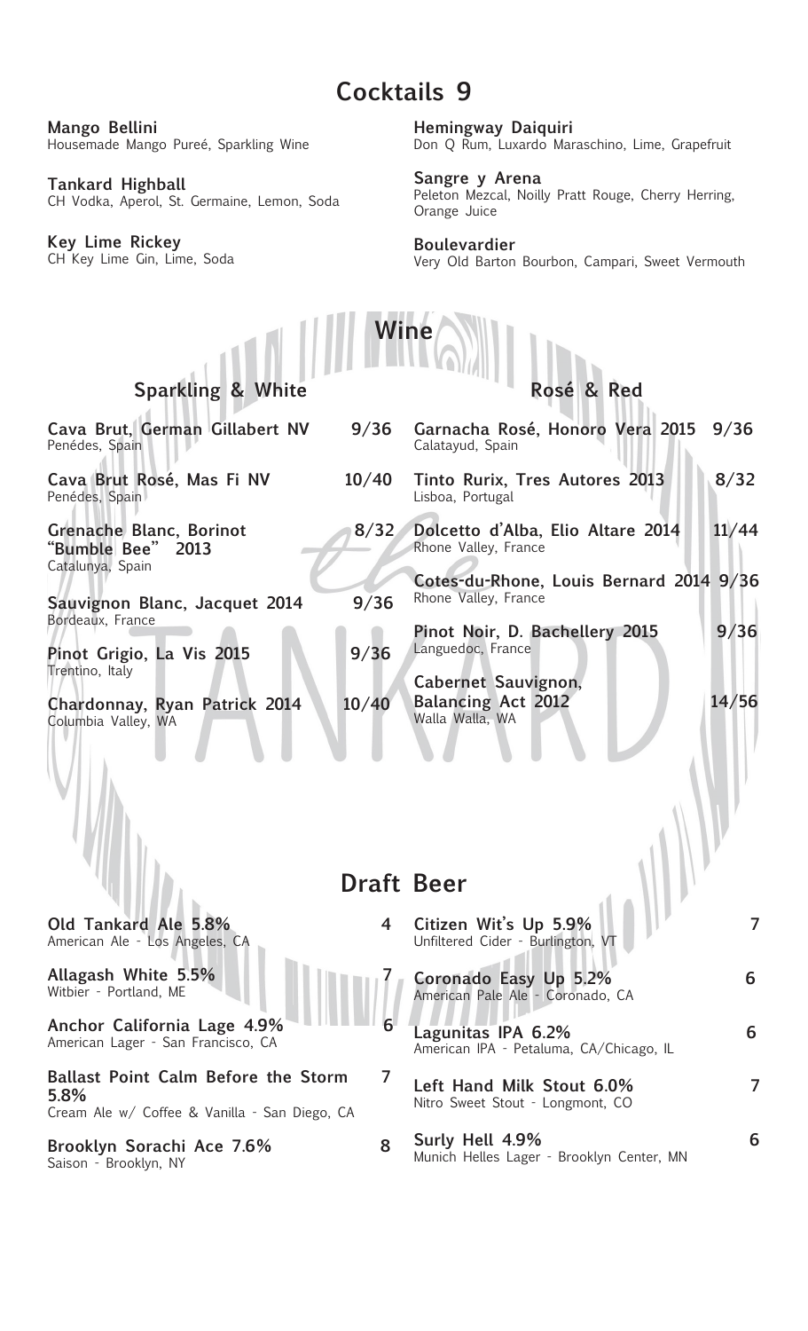# Cocktails 9

**Mango Bellini**
Housemade Mango Pureé, Sparkling Wine

**Tankard Highball**
CH Vodka, Aperol, St. Germaine, Lemon, Soda

**Key Lime Rickey**
CH Key Lime Gin, Lime, Soda

**Hemingway Daiquiri**
Don Q Rum, Luxardo Maraschino, Lime, Grapefruit

**Sangre y Arena**
Peleton Mezcal, Noilly Pratt Rouge, Cherry Herring, Orange Juice

**Boulevardier**
Very Old Barton Bourbon, Campari, Sweet Vermouth

# Wine

## Sparkling & White

**Cava Brut, German Gillabert NV** 9/36
Penédes, Spain

**Cava Brut Rosé, Mas Fi NV** 10/40
Penédes, Spain

**Grenache Blanc, Borinot "Bumble Bee" 2013** 8/32
Catalunya, Spain

**Sauvignon Blanc, Jacquet 2014** 9/36
Bordeaux, France

**Pinot Grigio, La Vis 2015** 9/36
Trentino, Italy

**Chardonnay, Ryan Patrick 2014** 10/40
Columbia Valley, WA

## Rosé & Red

**Garnacha Rosé, Honoro Vera 2015** 9/36
Calatayud, Spain

**Tinto Rurix, Tres Autores 2013** 8/32
Lisboa, Portugal

**Dolcetto d'Alba, Elio Altare 2014** 11/44
Rhone Valley, France

**Cotes-du-Rhone, Louis Bernard 2014** 9/36
Rhone Valley, France

**Pinot Noir, D. Bachellery 2015** 9/36
Languedoc, France

**Cabernet Sauvignon, Balancing Act 2012** 14/56
Walla Walla, WA

# Draft Beer

**Old Tankard Ale 5.8%** 4
American Ale - Los Angeles, CA

**Allagash White 5.5%** 7
Witbier - Portland, ME

**Anchor California Lage 4.9%** 6
American Lager - San Francisco, CA

**Ballast Point Calm Before the Storm 5.8%** 7
Cream Ale w/ Coffee & Vanilla - San Diego, CA

**Brooklyn Sorachi Ace 7.6%** 8
Saison - Brooklyn, NY

**Citizen Wit's Up 5.9%** 7
Unfiltered Cider - Burlington, VT

**Coronado Easy Up 5.2%** 6
American Pale Ale - Coronado, CA

**Lagunitas IPA 6.2%** 6
American IPA - Petaluma, CA/Chicago, IL

**Left Hand Milk Stout 6.0%** 7
Nitro Sweet Stout - Longmont, CO

**Surly Hell 4.9%** 6
Munich Helles Lager - Brooklyn Center, MN